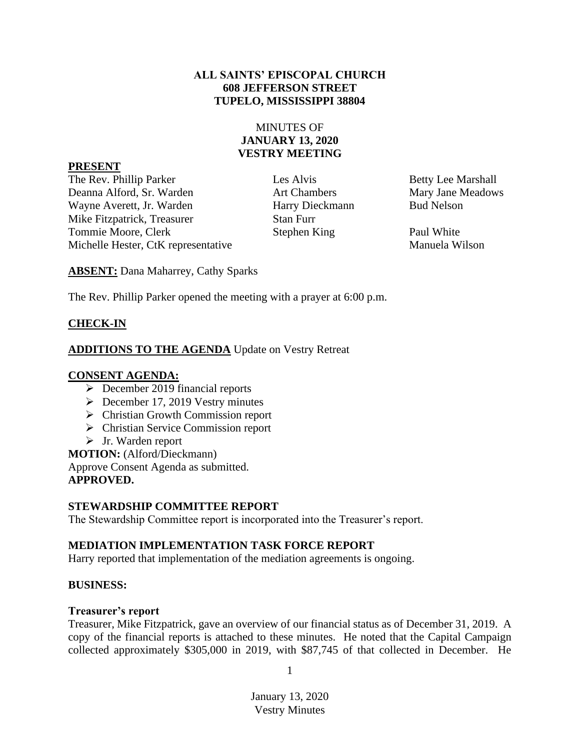**ALL SAINTS' EPISCOPAL CHURCH**
**608 JEFFERSON STREET**
**TUPELO, MISSISSIPPI 38804**

MINUTES OF
**JANUARY 13, 2020**
**VESTRY MEETING**

**PRESENT**

| | | |
|---|---|---|
| The Rev. Phillip Parker | Les Alvis | Betty Lee Marshall |
| Deanna Alford, Sr. Warden | Art Chambers | Mary Jane Meadows |
| Wayne Averett, Jr. Warden | Harry Dieckmann | Bud Nelson |
| Mike Fitzpatrick, Treasurer | Stan Furr | |
| Tommie Moore, Clerk | Stephen King | Paul White |
| Michelle Hester, CtK representative | | Manuela Wilson |

**ABSENT:** Dana Maharrey, Cathy Sparks

The Rev. Phillip Parker opened the meeting with a prayer at 6:00 p.m.

**CHECK-IN**

**ADDITIONS TO THE AGENDA** Update on Vestry Retreat

**CONSENT AGENDA:**

- December 2019 financial reports
- December 17, 2019 Vestry minutes
- Christian Growth Commission report
- Christian Service Commission report
- Jr. Warden report

**MOTION:** (Alford/Dieckmann)
Approve Consent Agenda as submitted.
**APPROVED.**

**STEWARDSHIP COMMITTEE REPORT**

The Stewardship Committee report is incorporated into the Treasurer's report.

**MEDIATION IMPLEMENTATION TASK FORCE REPORT**

Harry reported that implementation of the mediation agreements is ongoing.

**BUSINESS:**

**Treasurer's report**

Treasurer, Mike Fitzpatrick, gave an overview of our financial status as of December 31, 2019. A copy of the financial reports is attached to these minutes. He noted that the Capital Campaign collected approximately $305,000 in 2019, with $87,745 of that collected in December. He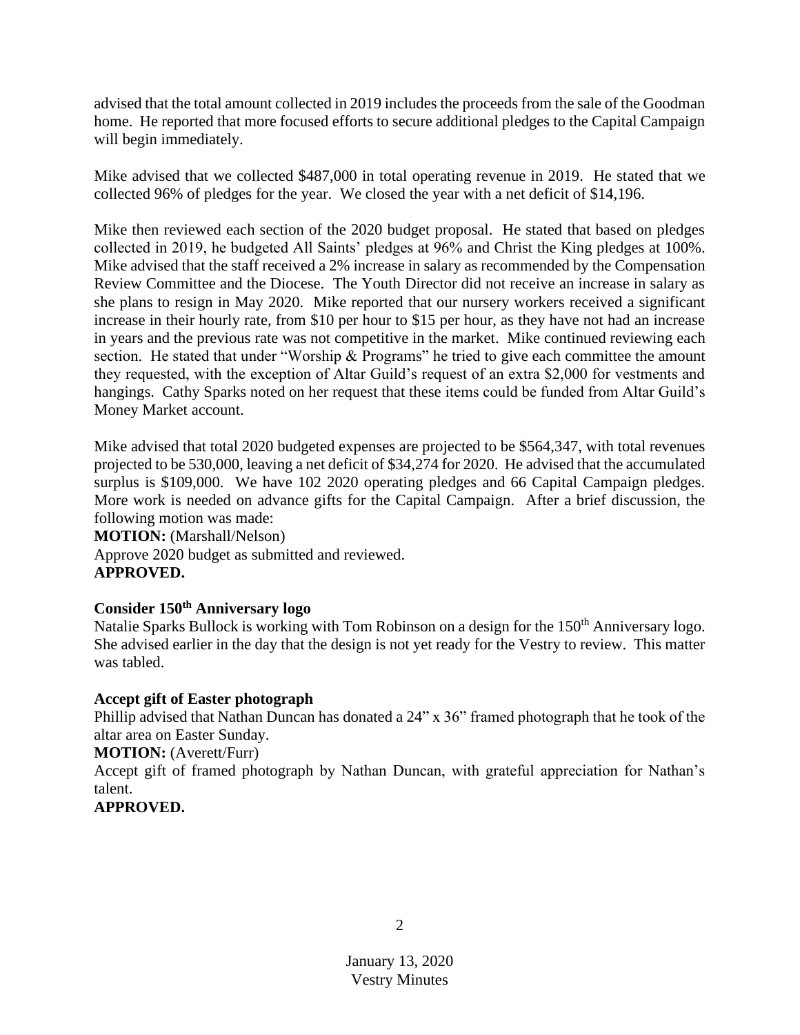advised that the total amount collected in 2019 includes the proceeds from the sale of the Goodman home. He reported that more focused efforts to secure additional pledges to the Capital Campaign will begin immediately.

Mike advised that we collected $487,000 in total operating revenue in 2019. He stated that we collected 96% of pledges for the year. We closed the year with a net deficit of $14,196.

Mike then reviewed each section of the 2020 budget proposal. He stated that based on pledges collected in 2019, he budgeted All Saints' pledges at 96% and Christ the King pledges at 100%. Mike advised that the staff received a 2% increase in salary as recommended by the Compensation Review Committee and the Diocese. The Youth Director did not receive an increase in salary as she plans to resign in May 2020. Mike reported that our nursery workers received a significant increase in their hourly rate, from $10 per hour to $15 per hour, as they have not had an increase in years and the previous rate was not competitive in the market. Mike continued reviewing each section. He stated that under "Worship & Programs" he tried to give each committee the amount they requested, with the exception of Altar Guild's request of an extra $2,000 for vestments and hangings. Cathy Sparks noted on her request that these items could be funded from Altar Guild's Money Market account.

Mike advised that total 2020 budgeted expenses are projected to be $564,347, with total revenues projected to be 530,000, leaving a net deficit of $34,274 for 2020. He advised that the accumulated surplus is $109,000. We have 102 2020 operating pledges and 66 Capital Campaign pledges. More work is needed on advance gifts for the Capital Campaign. After a brief discussion, the following motion was made:

**MOTION:** (Marshall/Nelson)

Approve 2020 budget as submitted and reviewed.

**APPROVED.**

**Consider 150th Anniversary logo**

Natalie Sparks Bullock is working with Tom Robinson on a design for the 150th Anniversary logo. She advised earlier in the day that the design is not yet ready for the Vestry to review. This matter was tabled.

**Accept gift of Easter photograph**

Phillip advised that Nathan Duncan has donated a 24" x 36" framed photograph that he took of the altar area on Easter Sunday.

**MOTION:** (Averett/Furr)

Accept gift of framed photograph by Nathan Duncan, with grateful appreciation for Nathan's talent.

**APPROVED.**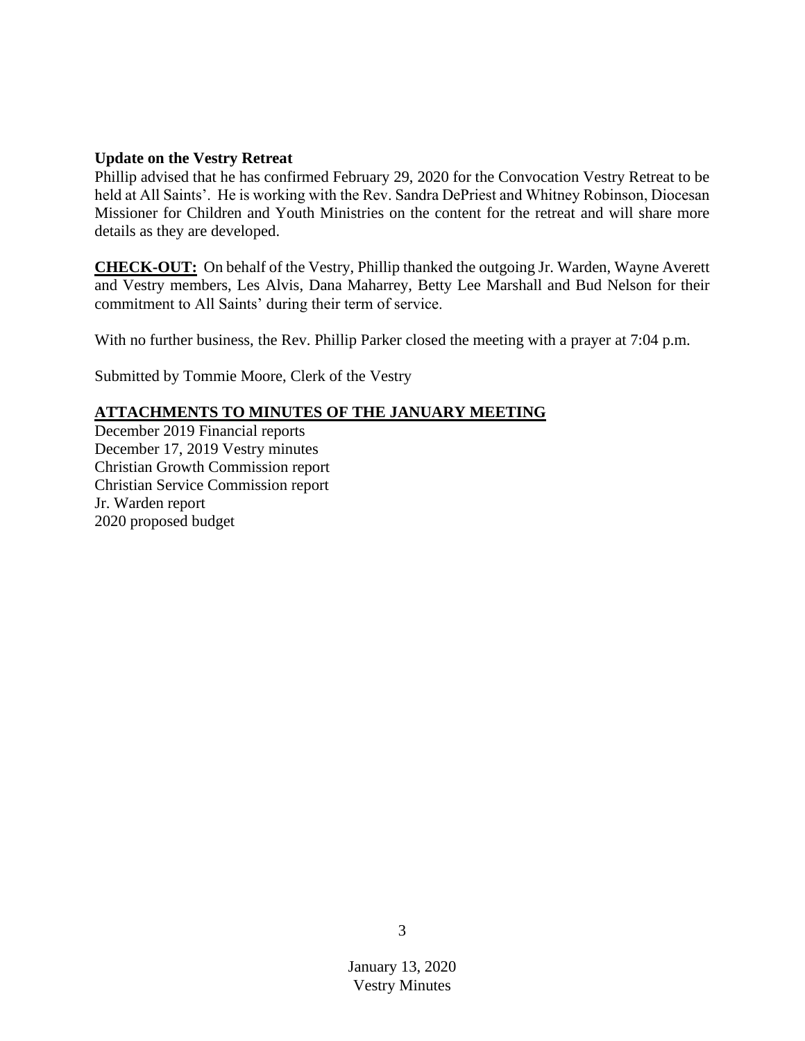**Update on the Vestry Retreat**

Phillip advised that he has confirmed February 29, 2020 for the Convocation Vestry Retreat to be held at All Saints'. He is working with the Rev. Sandra DePriest and Whitney Robinson, Diocesan Missioner for Children and Youth Ministries on the content for the retreat and will share more details as they are developed.

**CHECK-OUT:** On behalf of the Vestry, Phillip thanked the outgoing Jr. Warden, Wayne Averett and Vestry members, Les Alvis, Dana Maharrey, Betty Lee Marshall and Bud Nelson for their commitment to All Saints' during their term of service.

With no further business, the Rev. Phillip Parker closed the meeting with a prayer at 7:04 p.m.

Submitted by Tommie Moore, Clerk of the Vestry

**ATTACHMENTS TO MINUTES OF THE JANUARY MEETING**

December 2019 Financial reports
December 17, 2019 Vestry minutes
Christian Growth Commission report
Christian Service Commission report
Jr. Warden report
2020 proposed budget